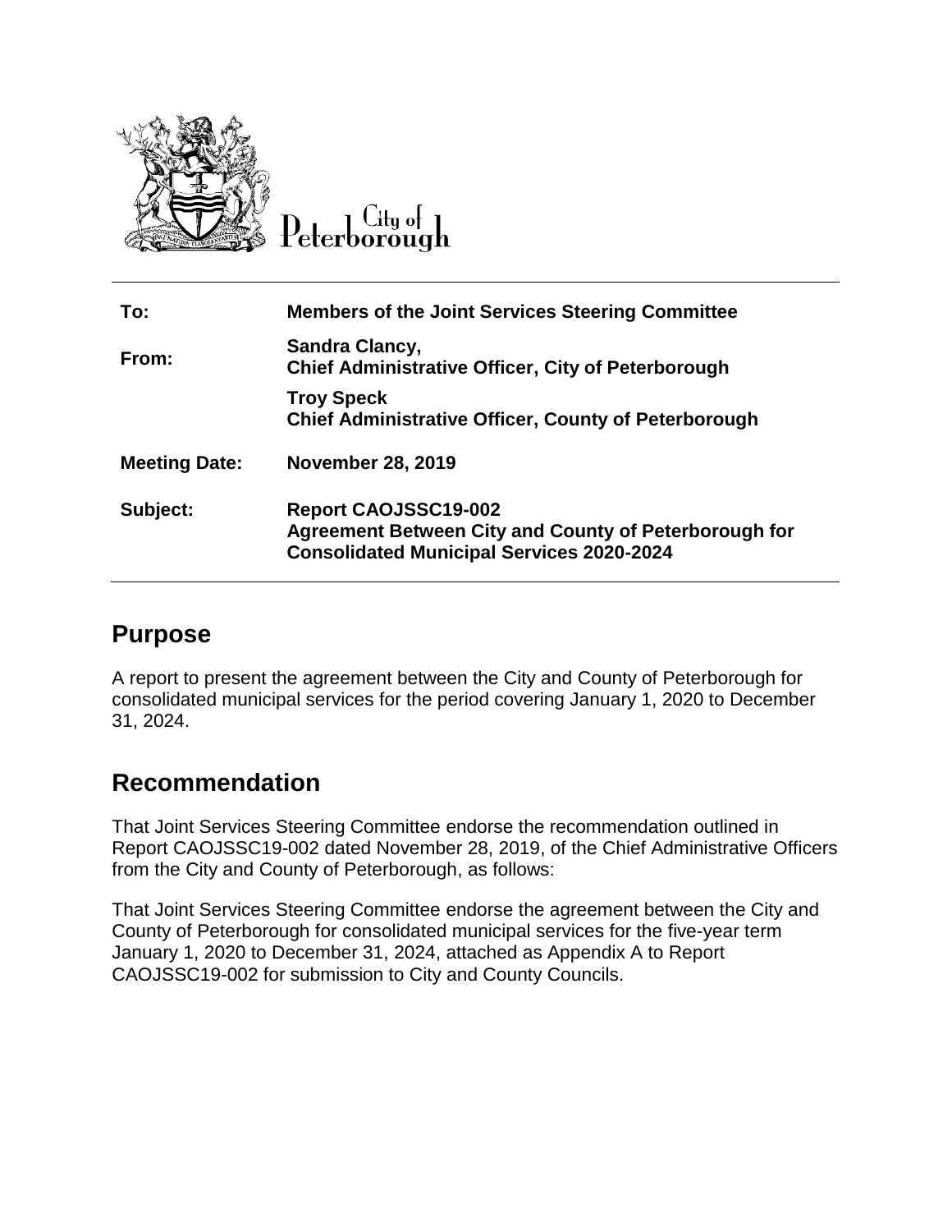City of Peterborough

| | |
|---|---|
| **To:** | **Members of the Joint Services Steering Committee** |
| **From:** | **Sandra Clancy,**<br>**Chief Administrative Officer, City of Peterborough** |
| | **Troy Speck**<br>**Chief Administrative Officer, County of Peterborough** |
| **Meeting Date:** | **November 28, 2019** |
| **Subject:** | **Report CAOJSSC19-002**<br>**Agreement Between City and County of Peterborough for Consolidated Municipal Services 2020-2024** |

## Purpose

A report to present the agreement between the City and County of Peterborough for consolidated municipal services for the period covering January 1, 2020 to December 31, 2024.

## Recommendation

That Joint Services Steering Committee endorse the recommendation outlined in Report CAOJSSC19-002 dated November 28, 2019, of the Chief Administrative Officers from the City and County of Peterborough, as follows:

That Joint Services Steering Committee endorse the agreement between the City and County of Peterborough for consolidated municipal services for the five-year term January 1, 2020 to December 31, 2024, attached as Appendix A to Report CAOJSSC19-002 for submission to City and County Councils.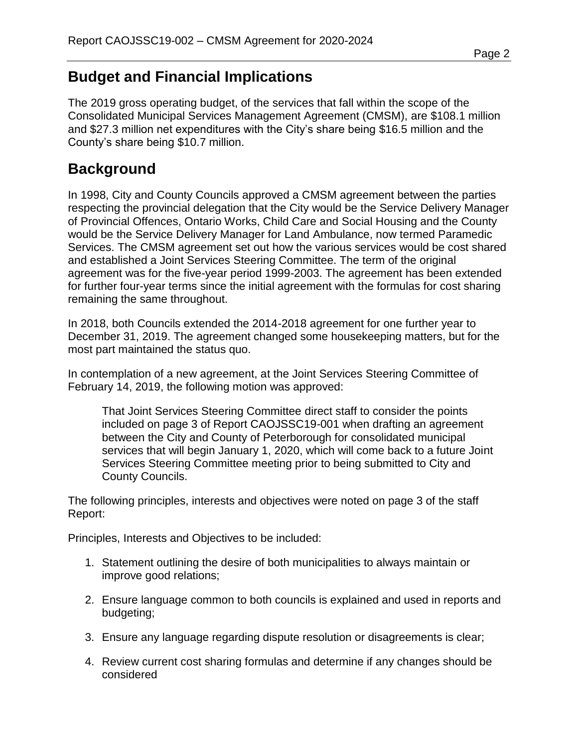## Budget and Financial Implications

The 2019 gross operating budget, of the services that fall within the scope of the Consolidated Municipal Services Management Agreement (CMSM), are $108.1 million and $27.3 million net expenditures with the City's share being $16.5 million and the County's share being $10.7 million.

## Background

In 1998, City and County Councils approved a CMSM agreement between the parties respecting the provincial delegation that the City would be the Service Delivery Manager of Provincial Offences, Ontario Works, Child Care and Social Housing and the County would be the Service Delivery Manager for Land Ambulance, now termed Paramedic Services. The CMSM agreement set out how the various services would be cost shared and established a Joint Services Steering Committee. The term of the original agreement was for the five-year period 1999-2003. The agreement has been extended for further four-year terms since the initial agreement with the formulas for cost sharing remaining the same throughout.

In 2018, both Councils extended the 2014-2018 agreement for one further year to December 31, 2019. The agreement changed some housekeeping matters, but for the most part maintained the status quo.

In contemplation of a new agreement, at the Joint Services Steering Committee of February 14, 2019, the following motion was approved:

> That Joint Services Steering Committee direct staff to consider the points included on page 3 of Report CAOJSSC19-001 when drafting an agreement between the City and County of Peterborough for consolidated municipal services that will begin January 1, 2020, which will come back to a future Joint Services Steering Committee meeting prior to being submitted to City and County Councils.

The following principles, interests and objectives were noted on page 3 of the staff Report:

Principles, Interests and Objectives to be included:

1. Statement outlining the desire of both municipalities to always maintain or improve good relations;
2. Ensure language common to both councils is explained and used in reports and budgeting;
3. Ensure any language regarding dispute resolution or disagreements is clear;
4. Review current cost sharing formulas and determine if any changes should be considered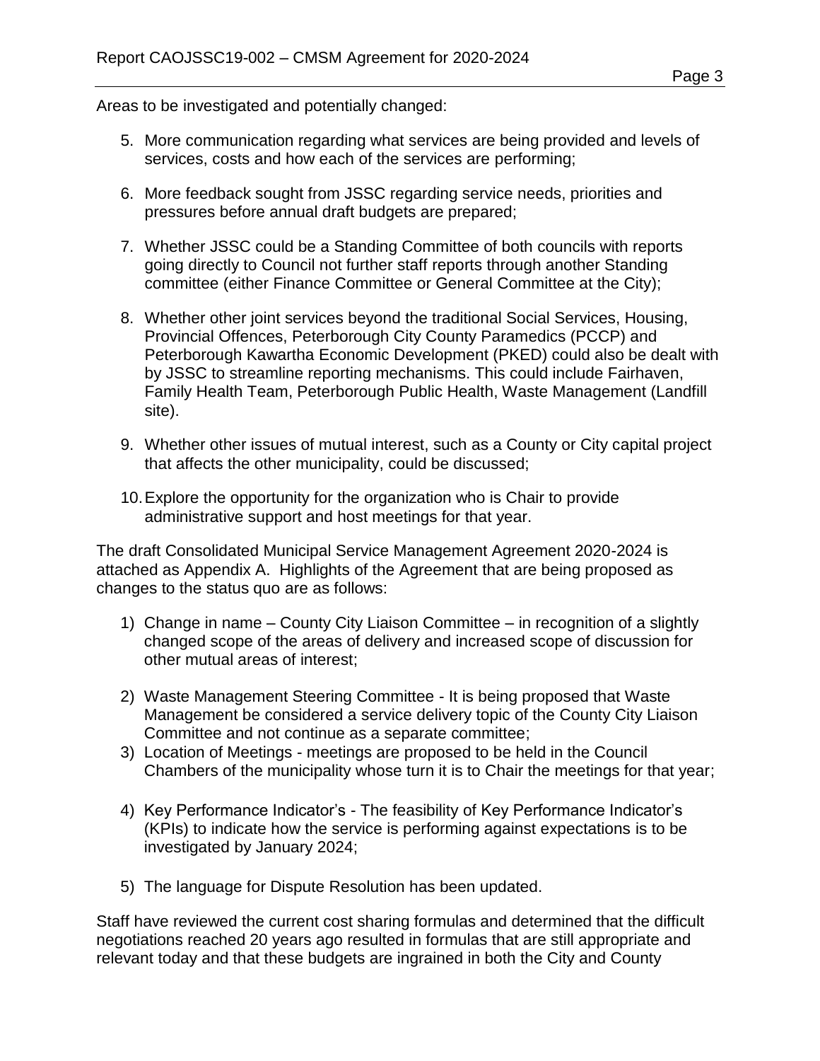Areas to be investigated and potentially changed:

5. More communication regarding what services are being provided and levels of services, costs and how each of the services are performing;

6. More feedback sought from JSSC regarding service needs, priorities and pressures before annual draft budgets are prepared;

7. Whether JSSC could be a Standing Committee of both councils with reports going directly to Council not further staff reports through another Standing committee (either Finance Committee or General Committee at the City);

8. Whether other joint services beyond the traditional Social Services, Housing, Provincial Offences, Peterborough City County Paramedics (PCCP) and Peterborough Kawartha Economic Development (PKED) could also be dealt with by JSSC to streamline reporting mechanisms. This could include Fairhaven, Family Health Team, Peterborough Public Health, Waste Management (Landfill site).

9. Whether other issues of mutual interest, such as a County or City capital project that affects the other municipality, could be discussed;

10. Explore the opportunity for the organization who is Chair to provide administrative support and host meetings for that year.

The draft Consolidated Municipal Service Management Agreement 2020-2024 is attached as Appendix A. Highlights of the Agreement that are being proposed as changes to the status quo are as follows:

1) Change in name – County City Liaison Committee – in recognition of a slightly changed scope of the areas of delivery and increased scope of discussion for other mutual areas of interest;

2) Waste Management Steering Committee - It is being proposed that Waste Management be considered a service delivery topic of the County City Liaison Committee and not continue as a separate committee;

3) Location of Meetings - meetings are proposed to be held in the Council Chambers of the municipality whose turn it is to Chair the meetings for that year;

4) Key Performance Indicator's - The feasibility of Key Performance Indicator's (KPIs) to indicate how the service is performing against expectations is to be investigated by January 2024;

5) The language for Dispute Resolution has been updated.

Staff have reviewed the current cost sharing formulas and determined that the difficult negotiations reached 20 years ago resulted in formulas that are still appropriate and relevant today and that these budgets are ingrained in both the City and County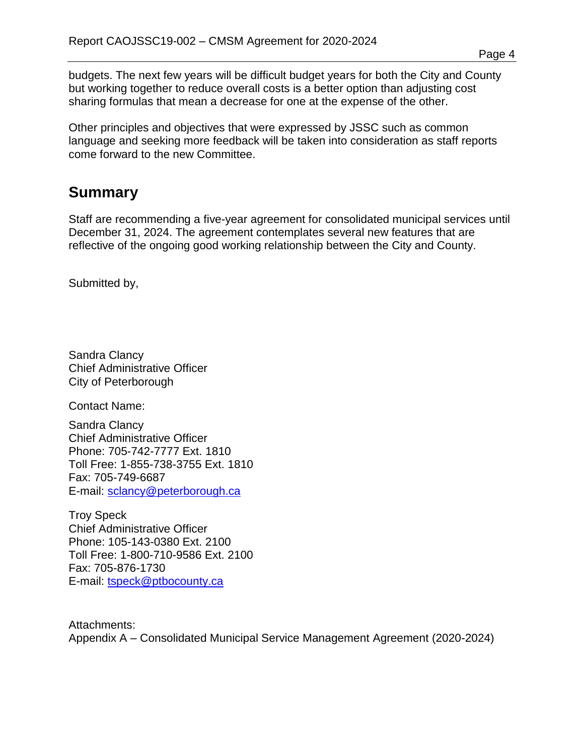budgets. The next few years will be difficult budget years for both the City and County but working together to reduce overall costs is a better option than adjusting cost sharing formulas that mean a decrease for one at the expense of the other.

Other principles and objectives that were expressed by JSSC such as common language and seeking more feedback will be taken into consideration as staff reports come forward to the new Committee.

## Summary

Staff are recommending a five-year agreement for consolidated municipal services until December 31, 2024. The agreement contemplates several new features that are reflective of the ongoing good working relationship between the City and County.

Submitted by,

Sandra Clancy
Chief Administrative Officer
City of Peterborough

Contact Name:

Sandra Clancy
Chief Administrative Officer
Phone: 705-742-7777 Ext. 1810
Toll Free: 1-855-738-3755 Ext. 1810
Fax: 705-749-6687
E-mail: sclancy@peterborough.ca

Troy Speck
Chief Administrative Officer
Phone: 105-143-0380 Ext. 2100
Toll Free: 1-800-710-9586 Ext. 2100
Fax: 705-876-1730
E-mail: tspeck@ptbocounty.ca

Attachments:
Appendix A – Consolidated Municipal Service Management Agreement (2020-2024)